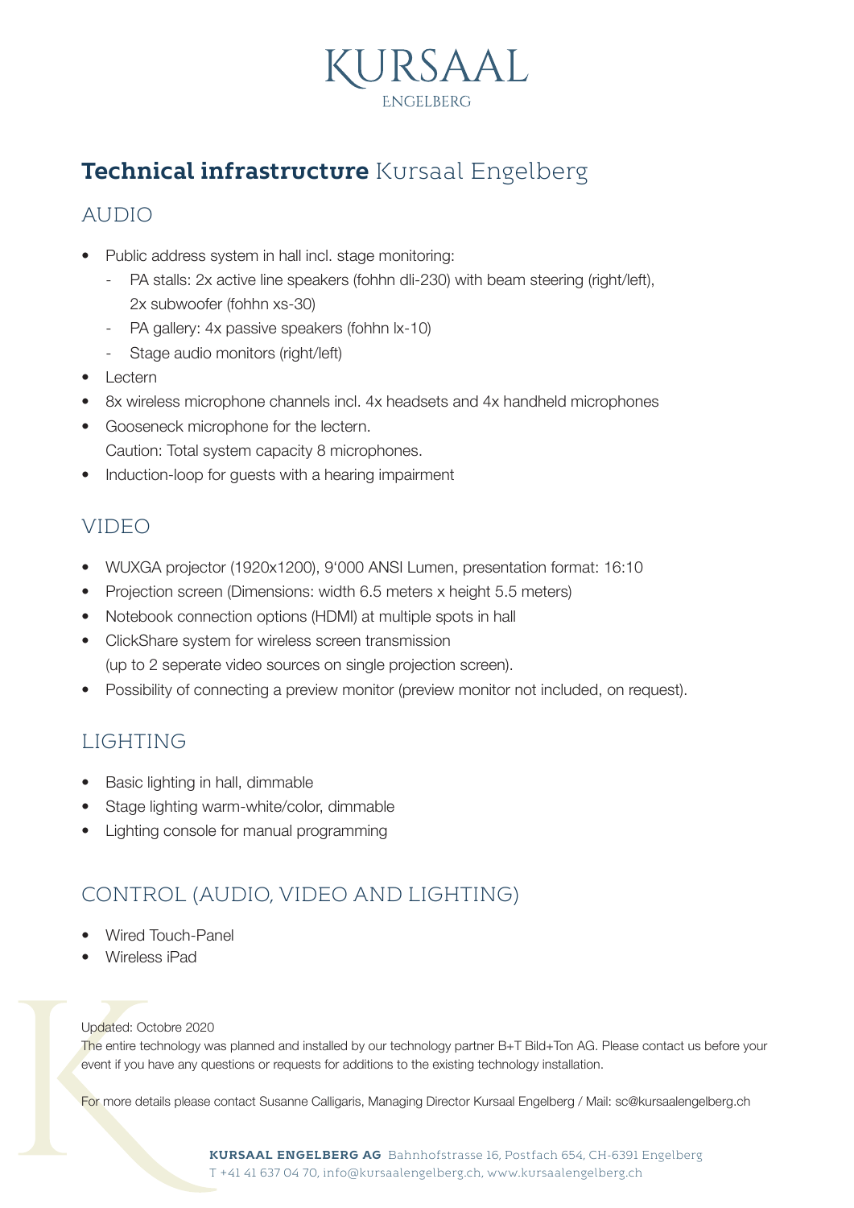# KURSAAL ENGELBERG

## **Technical infrastructure** Kursaal Engelberg

### AUDIO

- Public address system in hall incl. stage monitoring:
  - PA stalls: 2x active line speakers (fohhn dli-230) with beam steering (right/left), 2x subwoofer (fohhn xs-30)
  - PA gallery: 4x passive speakers (fohhn lx-10)
  - Stage audio monitors (right/left)
- Lectern
- 8x wireless microphone channels incl. 4x headsets and 4x handheld microphones
- Gooseneck microphone for the lectern.
  Caution: Total system capacity 8 microphones.
- Induction-loop for guests with a hearing impairment

### VIDEO

- WUXGA projector (1920x1200), 9'000 ANSI Lumen, presentation format: 16:10
- Projection screen (Dimensions: width 6.5 meters x height 5.5 meters)
- Notebook connection options (HDMI) at multiple spots in hall
- ClickShare system for wireless screen transmission
  (up to 2 seperate video sources on single projection screen).
- Possibility of connecting a preview monitor (preview monitor not included, on request).

### LIGHTING

- Basic lighting in hall, dimmable
- Stage lighting warm-white/color, dimmable
- Lighting console for manual programming

### CONTROL (AUDIO, VIDEO AND LIGHTING)

- Wired Touch-Panel
- Wireless iPad

Updated: Octobre 2020
The entire technology was planned and installed by our technology partner B+T Bild+Ton AG. Please contact us before your event if you have any questions or requests for additions to the existing technology installation.

For more details please contact Susanne Calligaris, Managing Director Kursaal Engelberg / Mail: sc@kursaalengelberg.ch

**KURSAAL ENGELBERG AG** Bahnhofstrasse 16, Postfach 654, CH-6391 Engelberg
T +41 41 637 04 70, info@kursaalengelberg.ch, www.kursaalengelberg.ch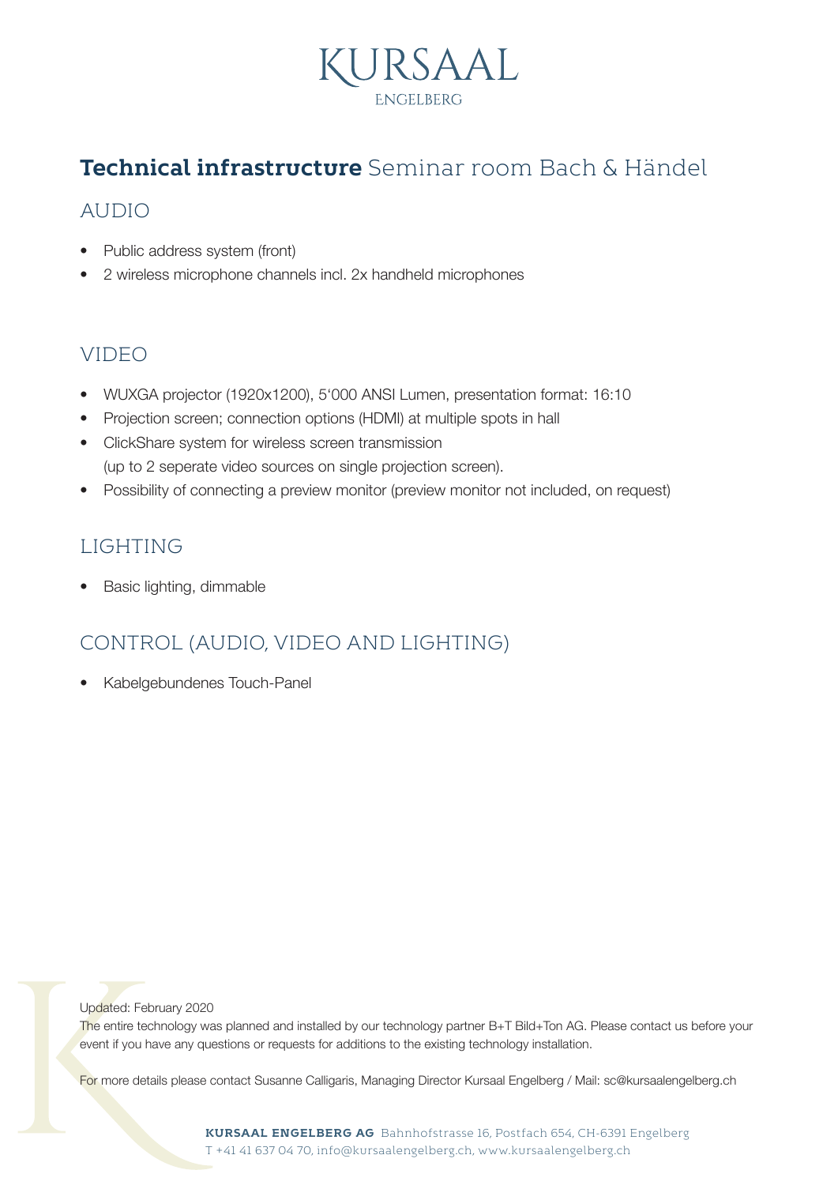KURSAAL
ENGELBERG

# **Technical infrastructure** Seminar room Bach & Händel

## AUDIO

- Public address system (front)
- 2 wireless microphone channels incl. 2x handheld microphones

## VIDEO

- WUXGA projector (1920x1200), 5'000 ANSI Lumen, presentation format: 16:10
- Projection screen; connection options (HDMI) at multiple spots in hall
- ClickShare system for wireless screen transmission
  (up to 2 seperate video sources on single projection screen).
- Possibility of connecting a preview monitor (preview monitor not included, on request)

## LIGHTING

- Basic lighting, dimmable

## CONTROL (AUDIO, VIDEO AND LIGHTING)

- Kabelgebundenes Touch-Panel

Updated: February 2020

The entire technology was planned and installed by our technology partner B+T Bild+Ton AG. Please contact us before your event if you have any questions or requests for additions to the existing technology installation.

For more details please contact Susanne Calligaris, Managing Director Kursaal Engelberg / Mail: sc@kursaalengelberg.ch

**KURSAAL ENGELBERG AG** Bahnhofstrasse 16, Postfach 654, CH-6391 Engelberg
T +41 41 637 04 70, info@kursaalengelberg.ch, www.kursaalengelberg.ch